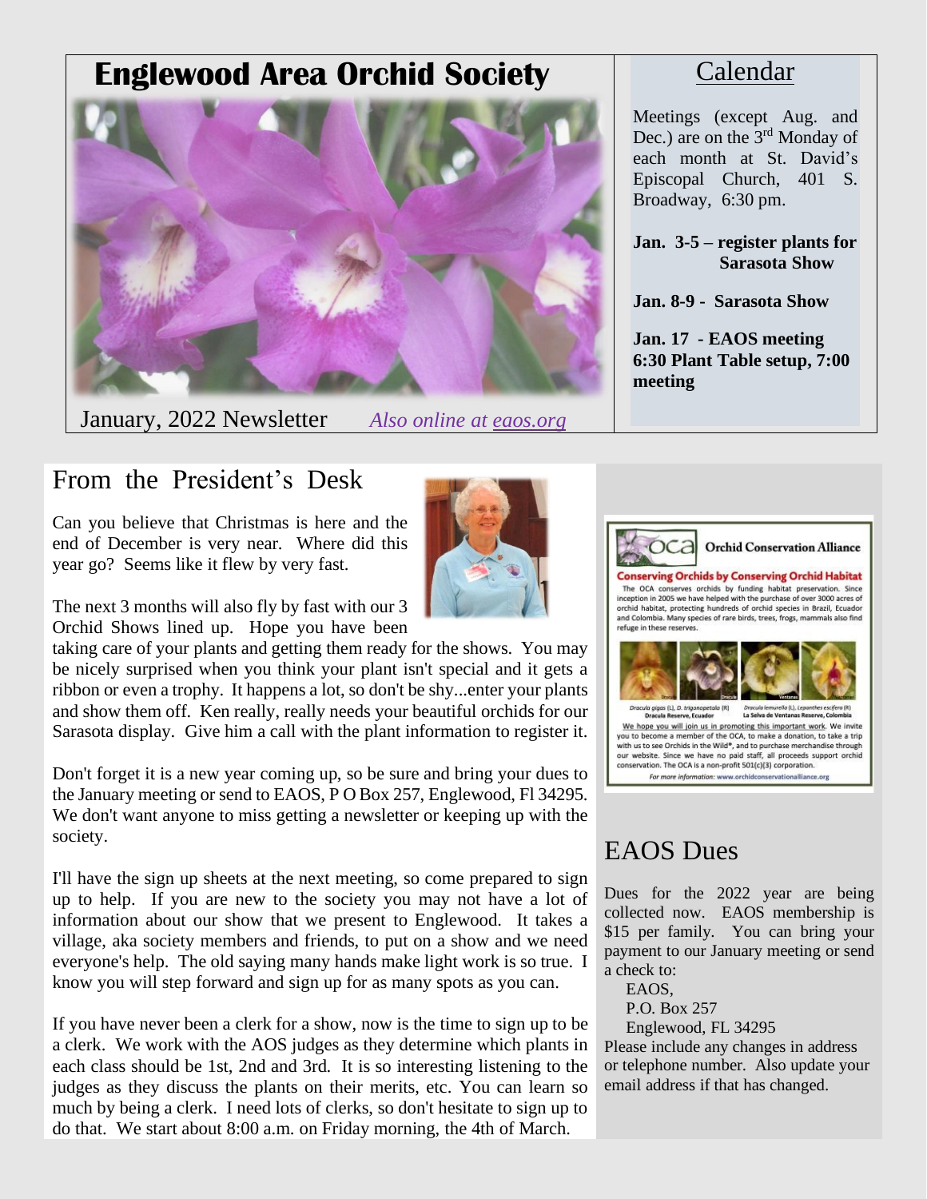# Englewood Area Orchid Society

January, 2022 Newsletter *Also online at eaos.org*

## Calendar

Meetings (except Aug. and Dec.) are on the 3rd Monday of each month at St. David's Episcopal Church, 401 S. Broadway, 6:30 pm.

**Jan. 3-5 – register plants for Sarasota Show**

**Jan. 8-9 - Sarasota Show**

**Jan. 17 - EAOS meeting 6:30 Plant Table setup, 7:00 meeting**

## From the President's Desk

Can you believe that Christmas is here and the end of December is very near. Where did this year go? Seems like it flew by very fast.

The next 3 months will also fly by fast with our 3 Orchid Shows lined up. Hope you have been taking care of your plants and getting them ready for the shows. You may be nicely surprised when you think your plant isn't special and it gets a ribbon or even a trophy. It happens a lot, so don't be shy...enter your plants and show them off. Ken really, really needs your beautiful orchids for our Sarasota display. Give him a call with the plant information to register it.

Don't forget it is a new year coming up, so be sure and bring your dues to the January meeting or send to EAOS, P O Box 257, Englewood, Fl 34295. We don't want anyone to miss getting a newsletter or keeping up with the society.

I'll have the sign up sheets at the next meeting, so come prepared to sign up to help. If you are new to the society you may not have a lot of information about our show that we present to Englewood. It takes a village, aka society members and friends, to put on a show and we need everyone's help. The old saying many hands make light work is so true. I know you will step forward and sign up for as many spots as you can.

If you have never been a clerk for a show, now is the time to sign up to be a clerk. We work with the AOS judges as they determine which plants in each class should be 1st, 2nd and 3rd. It is so interesting listening to the judges as they discuss the plants on their merits, etc. You can learn so much by being a clerk. I need lots of clerks, so don't hesitate to sign up to do that. We start about 8:00 a.m. on Friday morning, the 4th of March.

**Orchid Conservation Alliance**

**Conserving Orchids by Conserving Orchid Habitat**

The OCA conserves orchids by funding habitat preservation. Since inception in 2005 we have helped with the purchase of over 3000 acres of orchid habitat, protecting hundreds of orchid species in Brazil, Ecuador and Colombia. Many species of rare birds, trees, frogs, mammals also find refuge in these reserves.

*Dracula gigas* (L), *D. trigonopetala* (R) Dracula Reserve, Ecuador — *Dracula lemurella* (L), *Lepanthes escifera* (R) La Selva de Ventanas Reserve, Colombia

We hope you will join us in promoting this important work. We invite you to become a member of the OCA, to make a donation, to take a trip with us to see Orchids in the Wild*, and to purchase merchandise through our website. Since we have no paid staff, all proceeds support orchid conservation. The OCA is a non-profit 501(c)(3) corporation.

*For more information: www.orchidconservationalliance.org*

## EAOS Dues

Dues for the 2022 year are being collected now. EAOS membership is $15 per family. You can bring your payment to our January meeting or send a check to:

EAOS,
P.O. Box 257
Englewood, FL 34295

Please include any changes in address or telephone number. Also update your email address if that has changed.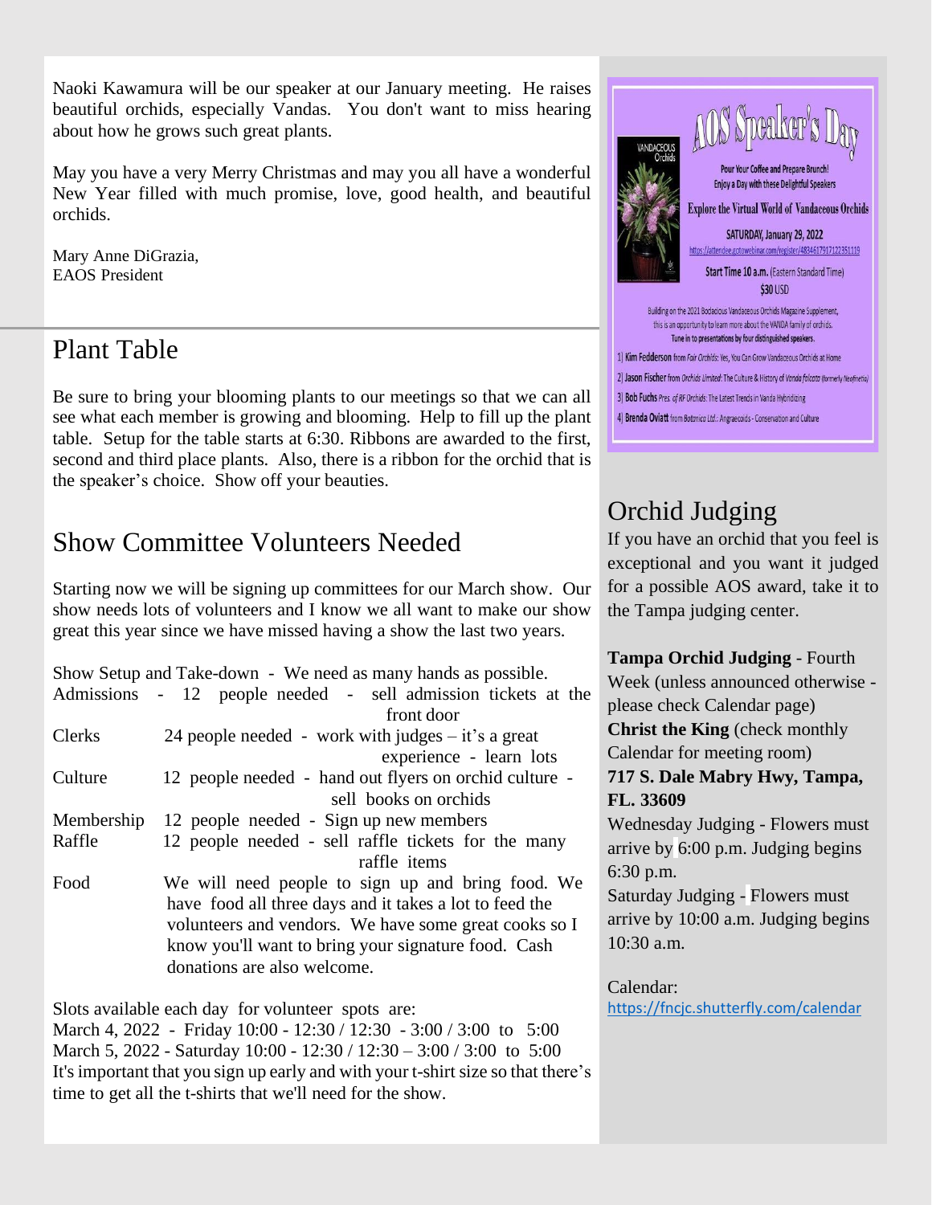Naoki Kawamura will be our speaker at our January meeting. He raises beautiful orchids, especially Vandas. You don't want to miss hearing about how he grows such great plants.

May you have a very Merry Christmas and may you all have a wonderful New Year filled with much promise, love, good health, and beautiful orchids.

Mary Anne DiGrazia,
EAOS President

## Plant Table

Be sure to bring your blooming plants to our meetings so that we can all see what each member is growing and blooming. Help to fill up the plant table. Setup for the table starts at 6:30. Ribbons are awarded to the first, second and third place plants. Also, there is a ribbon for the orchid that is the speaker's choice. Show off your beauties.

## Show Committee Volunteers Needed

Starting now we will be signing up committees for our March show. Our show needs lots of volunteers and I know we all want to make our show great this year since we have missed having a show the last two years.

Show Setup and Take-down - We need as many hands as possible.

| | |
|---|---|
| Admissions | 12 people needed - sell admission tickets at the front door |
| Clerks | 24 people needed - work with judges – it's a great experience - learn lots |
| Culture | 12 people needed - hand out flyers on orchid culture - sell books on orchids |
| Membership | 12 people needed - Sign up new members |
| Raffle | 12 people needed - sell raffle tickets for the many raffle items |
| Food | We will need people to sign up and bring food. We have food all three days and it takes a lot to feed the volunteers and vendors. We have some great cooks so I know you'll want to bring your signature food. Cash donations are also welcome. |

Slots available each day for volunteer spots are:
March 4, 2022 - Friday 10:00 - 12:30 / 12:30 - 3:00 / 3:00 to 5:00
March 5, 2022 - Saturday 10:00 - 12:30 / 12:30 – 3:00 / 3:00 to 5:00
It's important that you sign up early and with your t-shirt size so that there's time to get all the t-shirts that we'll need for the show.

# AOS Speaker's Day

VANDACEOUS Orchids

Pour Your Coffee and Prepare Brunch!
Enjoy a Day with these Delightful Speakers

Explore the Virtual World of Vandaceous Orchids

SATURDAY, January 29, 2022
https://attendee.gotowebinar.com/register/4834617917122351119

Start Time 10 a.m. (Eastern Standard Time)
$30 USD

Building on the 2021 Bodacious Vandaceous Orchids Magazine Supplement, this is an opportunity to learn more about the VANDA family of orchids.
Tune in to presentations by four distinguished speakers.

1] **Kim Fedderson** from *Fair Orchids*: Yes, You Can Grow Vandaceous Orchids at Home
2] **Jason Fischer** from *Orchids Limited*: The Culture & History of *Vanda falcata* (formerly *Neofinetia*)
3] **Bob Fuchs** *Pres. of RF Orchids*: The Latest Trends in Vanda Hybridizing
4] **Brenda Oviatt** from *Botanica Ltd.*: Angraecoids - Conservation and Culture

## Orchid Judging

If you have an orchid that you feel is exceptional and you want it judged for a possible AOS award, take it to the Tampa judging center.

**Tampa Orchid Judging** - Fourth Week (unless announced otherwise - please check Calendar page)
**Christ the King** (check monthly Calendar for meeting room)
**717 S. Dale Mabry Hwy, Tampa, FL. 33609**
Wednesday Judging - Flowers must arrive by 6:00 p.m. Judging begins 6:30 p.m.
Saturday Judging - Flowers must arrive by 10:00 a.m. Judging begins 10:30 a.m.

Calendar:
https://fncjc.shutterfly.com/calendar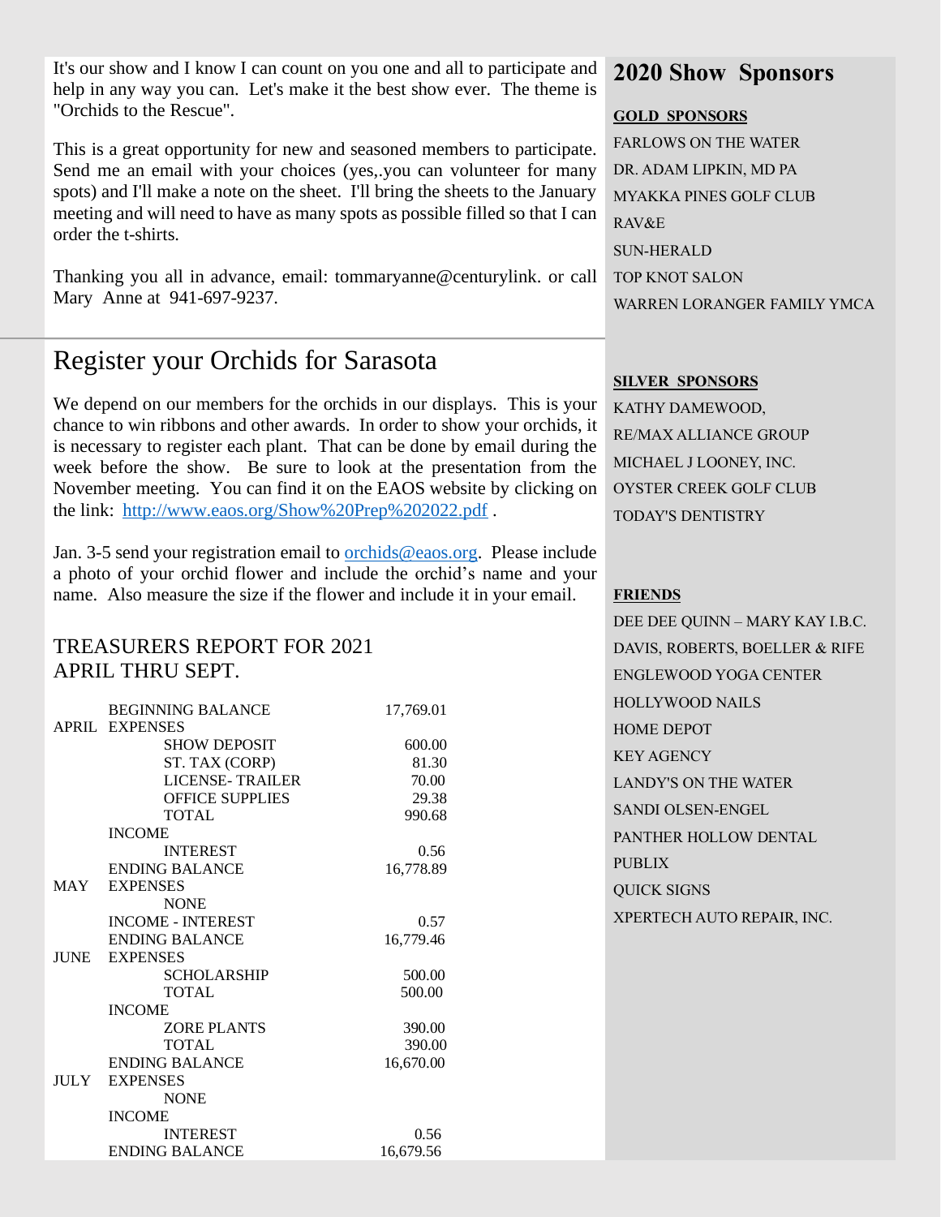It's our show and I know I can count on you one and all to participate and help in any way you can. Let's make it the best show ever. The theme is "Orchids to the Rescue".

This is a great opportunity for new and seasoned members to participate. Send me an email with your choices (yes,.you can volunteer for many spots) and I'll make a note on the sheet. I'll bring the sheets to the January meeting and will need to have as many spots as possible filled so that I can order the t-shirts.

Thanking you all in advance, email: tommaryanne@centurylink. or call Mary Anne at 941-697-9237.

# Register your Orchids for Sarasota

We depend on our members for the orchids in our displays. This is your chance to win ribbons and other awards. In order to show your orchids, it is necessary to register each plant. That can be done by email during the week before the show. Be sure to look at the presentation from the November meeting. You can find it on the EAOS website by clicking on the link: http://www.eaos.org/Show%20Prep%202022.pdf .

Jan. 3-5 send your registration email to orchids@eaos.org. Please include a photo of your orchid flower and include the orchid's name and your name. Also measure the size if the flower and include it in your email.

## TREASURERS REPORT FOR 2021 APRIL THRU SEPT.

| | | | |
|---|---|---|---|
| | BEGINNING BALANCE | | 17,769.01 |
| APRIL | EXPENSES | | |
| | | SHOW DEPOSIT | 600.00 |
| | | ST. TAX (CORP) | 81.30 |
| | | LICENSE- TRAILER | 70.00 |
| | | OFFICE SUPPLIES | 29.38 |
| | | TOTAL | 990.68 |
| | INCOME | | |
| | | INTEREST | 0.56 |
| | ENDING BALANCE | | 16,778.89 |
| MAY | EXPENSES | | |
| | | NONE | |
| | INCOME - INTEREST | | 0.57 |
| | ENDING BALANCE | | 16,779.46 |
| JUNE | EXPENSES | | |
| | | SCHOLARSHIP | 500.00 |
| | | TOTAL | 500.00 |
| | INCOME | | |
| | | ZORE PLANTS | 390.00 |
| | | TOTAL | 390.00 |
| | ENDING BALANCE | | 16,670.00 |
| JULY | EXPENSES | | |
| | | NONE | |
| | INCOME | | |
| | | INTEREST | 0.56 |
| | ENDING BALANCE | | 16,679.56 |

## 2020 Show Sponsors

**GOLD SPONSORS**

FARLOWS ON THE WATER
DR. ADAM LIPKIN, MD PA
MYAKKA PINES GOLF CLUB
RAV&E
SUN-HERALD
TOP KNOT SALON
WARREN LORANGER FAMILY YMCA

**SILVER SPONSORS**

KATHY DAMEWOOD,
RE/MAX ALLIANCE GROUP
MICHAEL J LOONEY, INC.
OYSTER CREEK GOLF CLUB
TODAY'S DENTISTRY

**FRIENDS**

DEE DEE QUINN – MARY KAY I.B.C.
DAVIS, ROBERTS, BOELLER & RIFE
ENGLEWOOD YOGA CENTER
HOLLYWOOD NAILS
HOME DEPOT
KEY AGENCY
LANDY'S ON THE WATER
SANDI OLSEN-ENGEL
PANTHER HOLLOW DENTAL
PUBLIX
QUICK SIGNS
XPERTECH AUTO REPAIR, INC.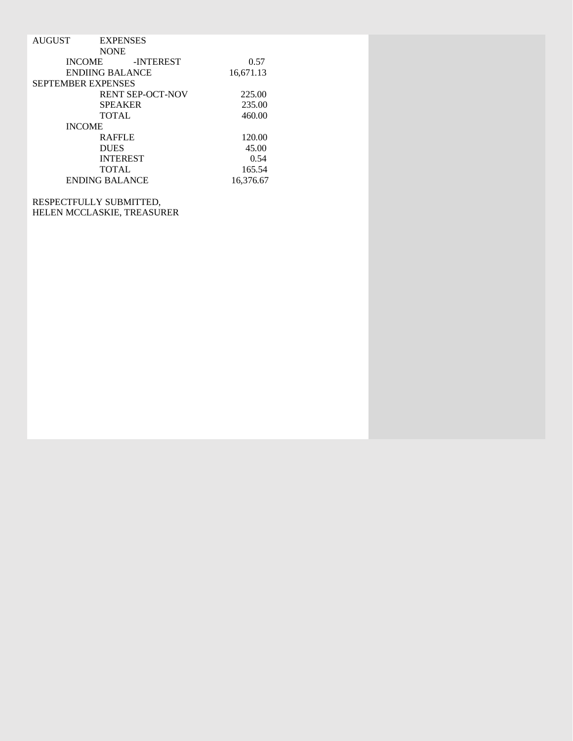| | | | |
|---|---|---|---|
| AUGUST | EXPENSES | | |
| | NONE | | |
| INCOME | | -INTEREST | 0.57 |
| ENDIING BALANCE | | | 16,671.13 |
| SEPTEMBER EXPENSES | | | |
| | RENT SEP-OCT-NOV | | 225.00 |
| | SPEAKER | | 235.00 |
| | TOTAL | | 460.00 |
| INCOME | | | |
| | RAFFLE | | 120.00 |
| | DUES | | 45.00 |
| | INTEREST | | 0.54 |
| | TOTAL | | 165.54 |
| ENDING BALANCE | | | 16,376.67 |

RESPECTFULLY SUBMITTED,
HELEN MCCLASKIE, TREASURER